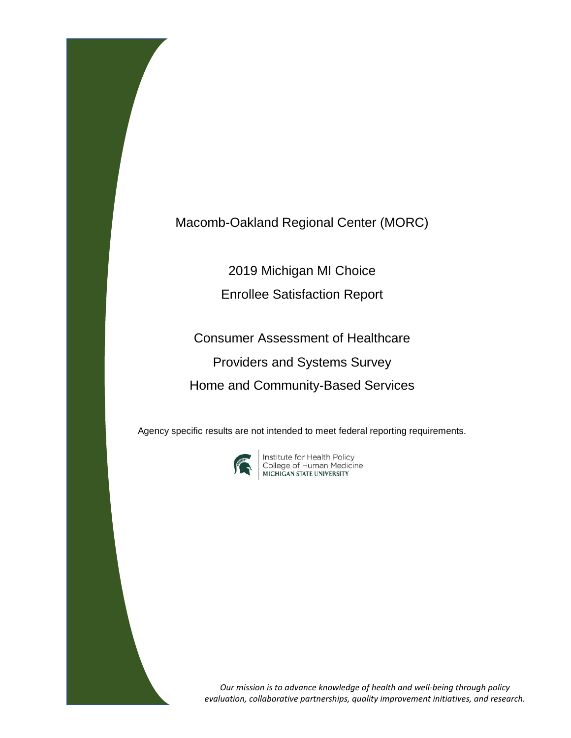# Macomb-Oakland Regional Center (MORC)

## 2019 Michigan MI Choice

## Enrollee Satisfaction Report

## Consumer Assessment of Healthcare Providers and Systems Survey Home and Community-Based Services

Agency specific results are not intended to meet federal reporting requirements.

Institute for Health Policy
College of Human Medicine
MICHIGAN STATE UNIVERSITY

*Our mission is to advance knowledge of health and well-being through policy evaluation, collaborative partnerships, quality improvement initiatives, and research.*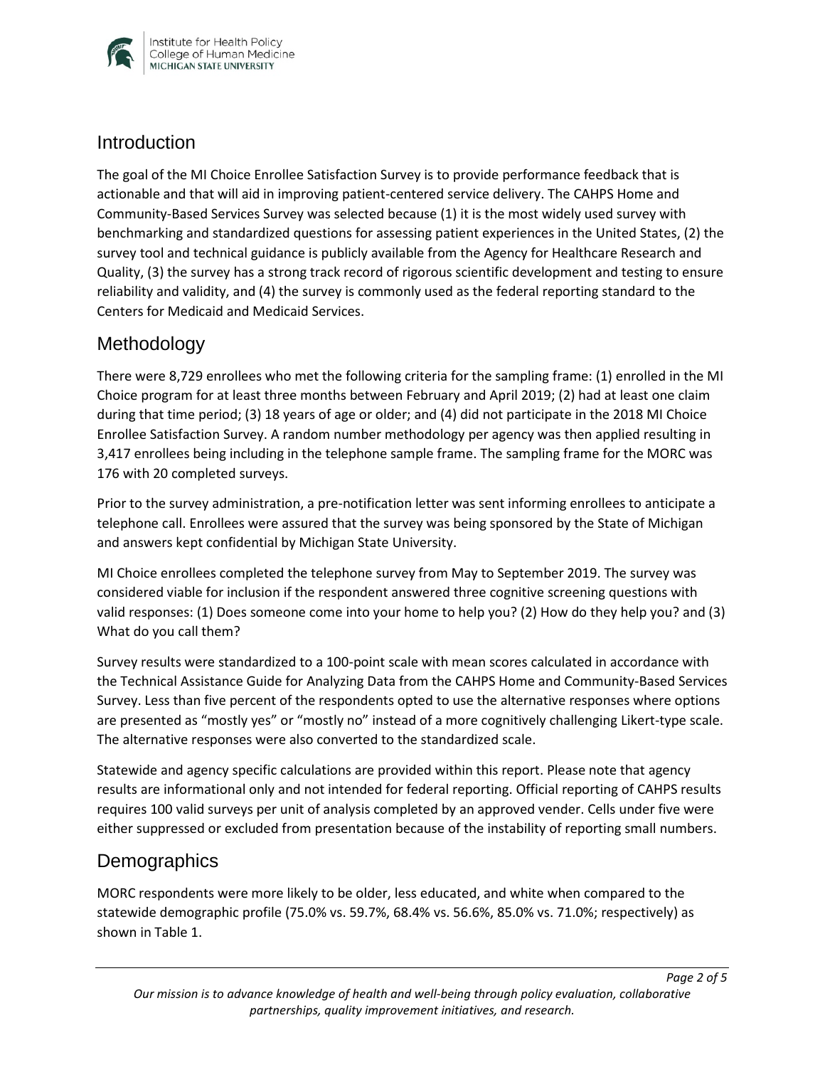## Introduction

The goal of the MI Choice Enrollee Satisfaction Survey is to provide performance feedback that is actionable and that will aid in improving patient-centered service delivery. The CAHPS Home and Community-Based Services Survey was selected because (1) it is the most widely used survey with benchmarking and standardized questions for assessing patient experiences in the United States, (2) the survey tool and technical guidance is publicly available from the Agency for Healthcare Research and Quality, (3) the survey has a strong track record of rigorous scientific development and testing to ensure reliability and validity, and (4) the survey is commonly used as the federal reporting standard to the Centers for Medicaid and Medicaid Services.

## Methodology

There were 8,729 enrollees who met the following criteria for the sampling frame: (1) enrolled in the MI Choice program for at least three months between February and April 2019; (2) had at least one claim during that time period; (3) 18 years of age or older; and (4) did not participate in the 2018 MI Choice Enrollee Satisfaction Survey. A random number methodology per agency was then applied resulting in 3,417 enrollees being including in the telephone sample frame. The sampling frame for the MORC was 176 with 20 completed surveys.

Prior to the survey administration, a pre-notification letter was sent informing enrollees to anticipate a telephone call. Enrollees were assured that the survey was being sponsored by the State of Michigan and answers kept confidential by Michigan State University.

MI Choice enrollees completed the telephone survey from May to September 2019. The survey was considered viable for inclusion if the respondent answered three cognitive screening questions with valid responses: (1) Does someone come into your home to help you? (2) How do they help you? and (3) What do you call them?

Survey results were standardized to a 100-point scale with mean scores calculated in accordance with the Technical Assistance Guide for Analyzing Data from the CAHPS Home and Community-Based Services Survey. Less than five percent of the respondents opted to use the alternative responses where options are presented as "mostly yes" or "mostly no" instead of a more cognitively challenging Likert-type scale. The alternative responses were also converted to the standardized scale.

Statewide and agency specific calculations are provided within this report. Please note that agency results are informational only and not intended for federal reporting. Official reporting of CAHPS results requires 100 valid surveys per unit of analysis completed by an approved vender. Cells under five were either suppressed or excluded from presentation because of the instability of reporting small numbers.

## Demographics

MORC respondents were more likely to be older, less educated, and white when compared to the statewide demographic profile (75.0% vs. 59.7%, 68.4% vs. 56.6%, 85.0% vs. 71.0%; respectively) as shown in Table 1.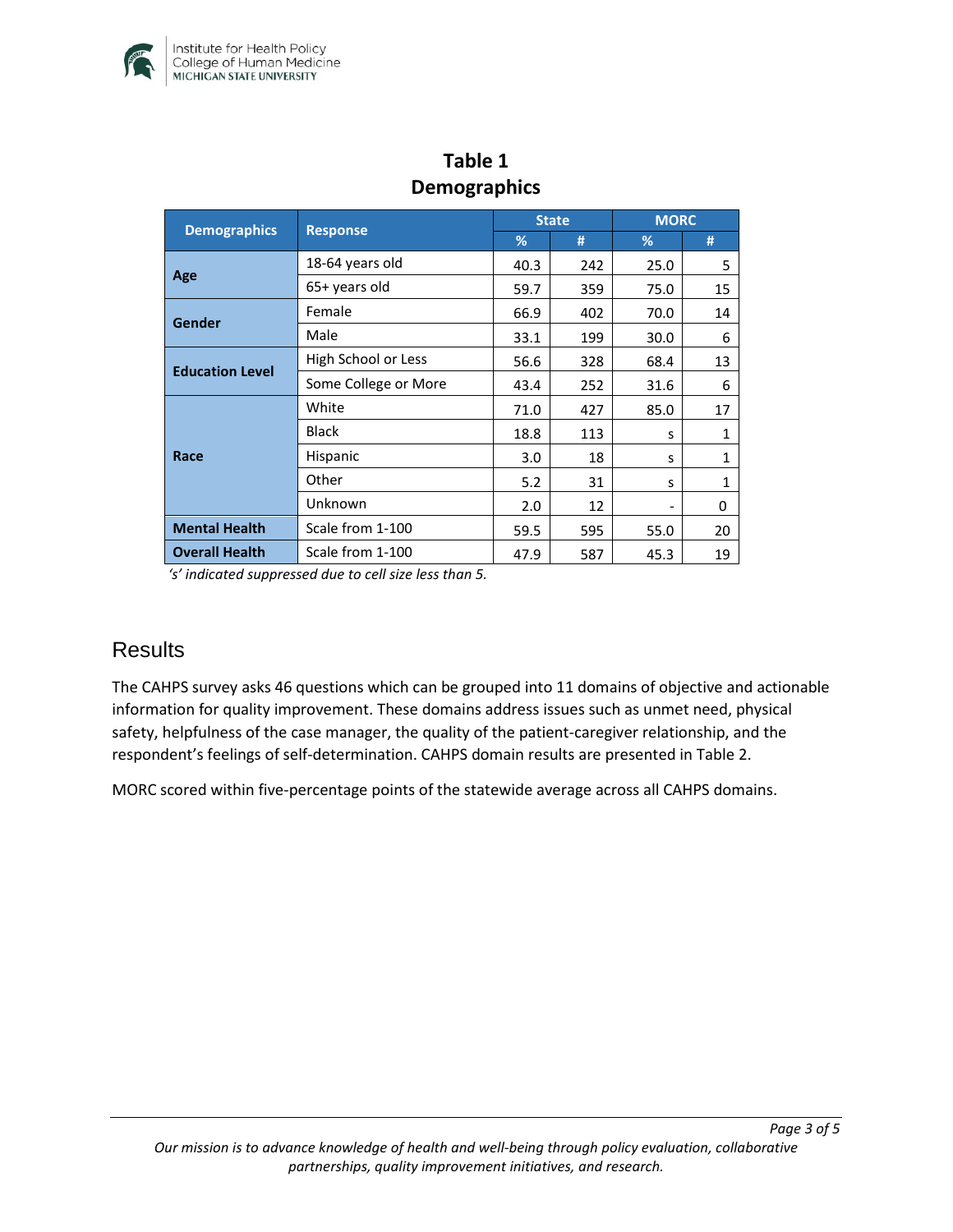**Table 1**
**Demographics**

| Demographics | Response | State | | MORC | |
|---|---|---|---|---|---|
| | | % | # | % | # |
| **Age** | 18-64 years old | 40.3 | 242 | 25.0 | 5 |
| | 65+ years old | 59.7 | 359 | 75.0 | 15 |
| **Gender** | Female | 66.9 | 402 | 70.0 | 14 |
| | Male | 33.1 | 199 | 30.0 | 6 |
| **Education Level** | High School or Less | 56.6 | 328 | 68.4 | 13 |
| | Some College or More | 43.4 | 252 | 31.6 | 6 |
| **Race** | White | 71.0 | 427 | 85.0 | 17 |
| | Black | 18.8 | 113 | s | 1 |
| | Hispanic | 3.0 | 18 | s | 1 |
| | Other | 5.2 | 31 | s | 1 |
| | Unknown | 2.0 | 12 | - | 0 |
| **Mental Health** | Scale from 1-100 | 59.5 | 595 | 55.0 | 20 |
| **Overall Health** | Scale from 1-100 | 47.9 | 587 | 45.3 | 19 |

*'s' indicated suppressed due to cell size less than 5.*

## Results

The CAHPS survey asks 46 questions which can be grouped into 11 domains of objective and actionable information for quality improvement. These domains address issues such as unmet need, physical safety, helpfulness of the case manager, the quality of the patient-caregiver relationship, and the respondent's feelings of self-determination. CAHPS domain results are presented in Table 2.

MORC scored within five-percentage points of the statewide average across all CAHPS domains.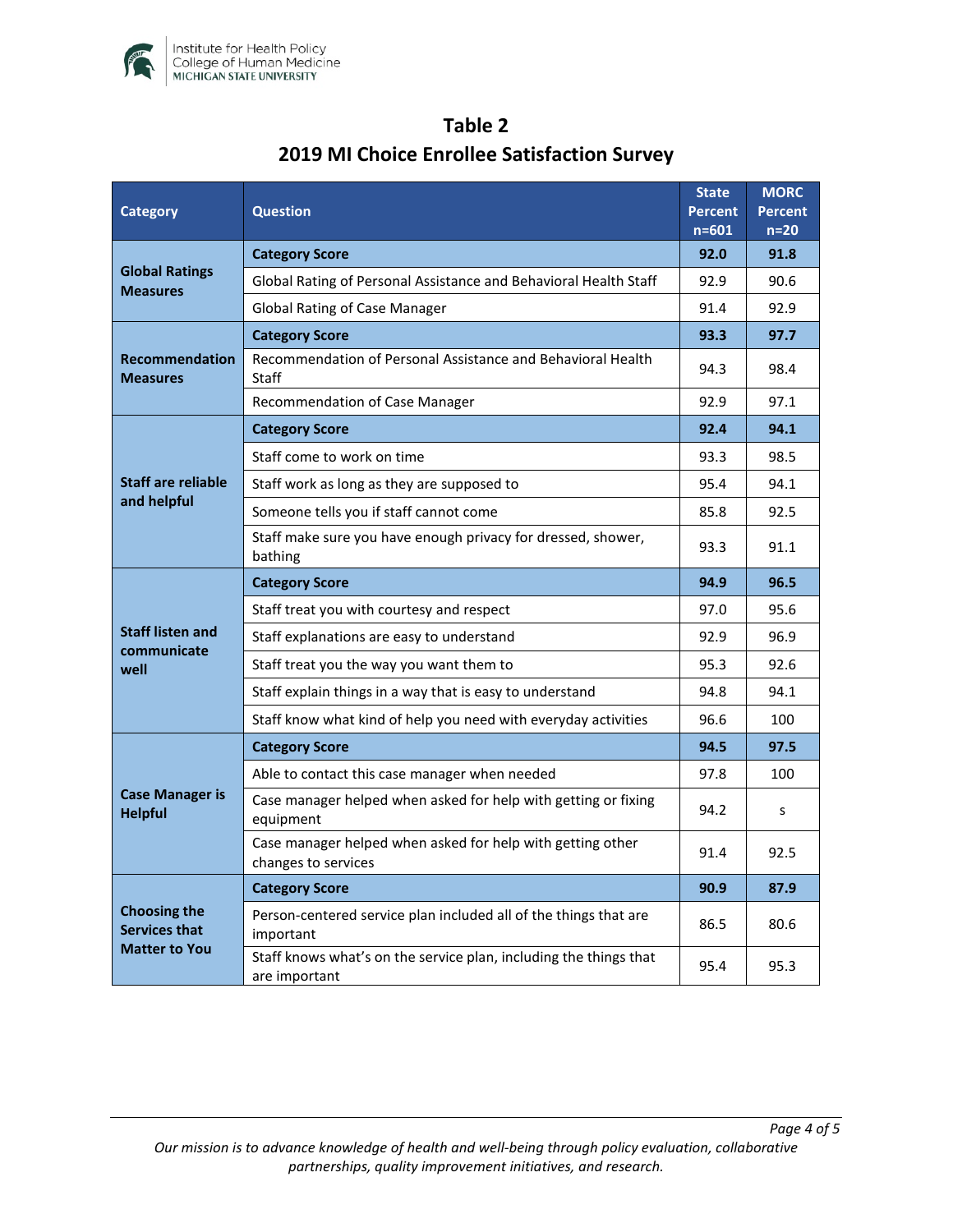## Table 2

## 2019 MI Choice Enrollee Satisfaction Survey

| Category | Question | State Percent n=601 | MORC Percent n=20 |
|---|---|---|---|
| Global Ratings Measures | **Category Score** | **92.0** | **91.8** |
| | Global Rating of Personal Assistance and Behavioral Health Staff | 92.9 | 90.6 |
| | Global Rating of Case Manager | 91.4 | 92.9 |
| Recommendation Measures | **Category Score** | **93.3** | **97.7** |
| | Recommendation of Personal Assistance and Behavioral Health Staff | 94.3 | 98.4 |
| | Recommendation of Case Manager | 92.9 | 97.1 |
| Staff are reliable and helpful | **Category Score** | **92.4** | **94.1** |
| | Staff come to work on time | 93.3 | 98.5 |
| | Staff work as long as they are supposed to | 95.4 | 94.1 |
| | Someone tells you if staff cannot come | 85.8 | 92.5 |
| | Staff make sure you have enough privacy for dressed, shower, bathing | 93.3 | 91.1 |
| Staff listen and communicate well | **Category Score** | **94.9** | **96.5** |
| | Staff treat you with courtesy and respect | 97.0 | 95.6 |
| | Staff explanations are easy to understand | 92.9 | 96.9 |
| | Staff treat you the way you want them to | 95.3 | 92.6 |
| | Staff explain things in a way that is easy to understand | 94.8 | 94.1 |
| | Staff know what kind of help you need with everyday activities | 96.6 | 100 |
| Case Manager is Helpful | **Category Score** | **94.5** | **97.5** |
| | Able to contact this case manager when needed | 97.8 | 100 |
| | Case manager helped when asked for help with getting or fixing equipment | 94.2 | s |
| | Case manager helped when asked for help with getting other changes to services | 91.4 | 92.5 |
| Choosing the Services that Matter to You | **Category Score** | **90.9** | **87.9** |
| | Person-centered service plan included all of the things that are important | 86.5 | 80.6 |
| | Staff knows what's on the service plan, including the things that are important | 95.4 | 95.3 |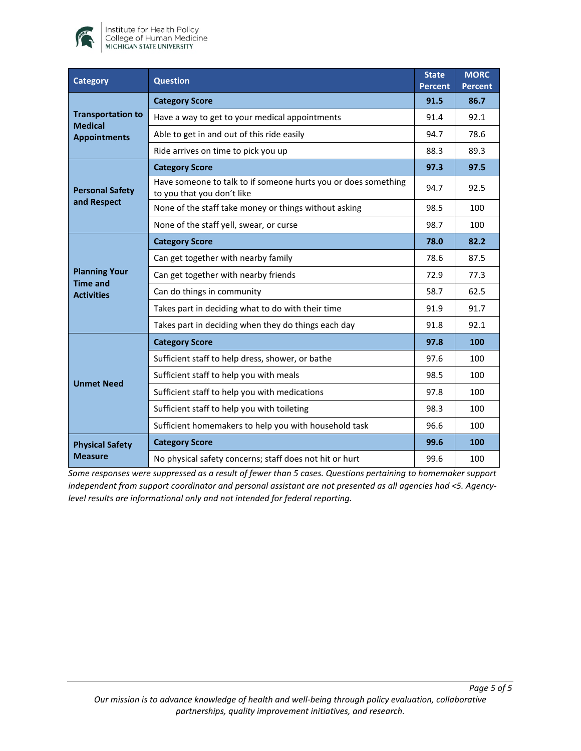| Category | Question | State Percent | MORC Percent |
|---|---|---|---|
| Transportation to Medical Appointments | **Category Score** | **91.5** | **86.7** |
| | Have a way to get to your medical appointments | 91.4 | 92.1 |
| | Able to get in and out of this ride easily | 94.7 | 78.6 |
| | Ride arrives on time to pick you up | 88.3 | 89.3 |
| Personal Safety and Respect | **Category Score** | **97.3** | **97.5** |
| | Have someone to talk to if someone hurts you or does something to you that you don't like | 94.7 | 92.5 |
| | None of the staff take money or things without asking | 98.5 | 100 |
| | None of the staff yell, swear, or curse | 98.7 | 100 |
| Planning Your Time and Activities | **Category Score** | **78.0** | **82.2** |
| | Can get together with nearby family | 78.6 | 87.5 |
| | Can get together with nearby friends | 72.9 | 77.3 |
| | Can do things in community | 58.7 | 62.5 |
| | Takes part in deciding what to do with their time | 91.9 | 91.7 |
| | Takes part in deciding when they do things each day | 91.8 | 92.1 |
| Unmet Need | **Category Score** | **97.8** | **100** |
| | Sufficient staff to help dress, shower, or bathe | 97.6 | 100 |
| | Sufficient staff to help you with meals | 98.5 | 100 |
| | Sufficient staff to help you with medications | 97.8 | 100 |
| | Sufficient staff to help you with toileting | 98.3 | 100 |
| | Sufficient homemakers to help you with household task | 96.6 | 100 |
| Physical Safety Measure | **Category Score** | **99.6** | **100** |
| | No physical safety concerns; staff does not hit or hurt | 99.6 | 100 |

*Some responses were suppressed as a result of fewer than 5 cases. Questions pertaining to homemaker support independent from support coordinator and personal assistant are not presented as all agencies had <5. Agency-level results are informational only and not intended for federal reporting.*